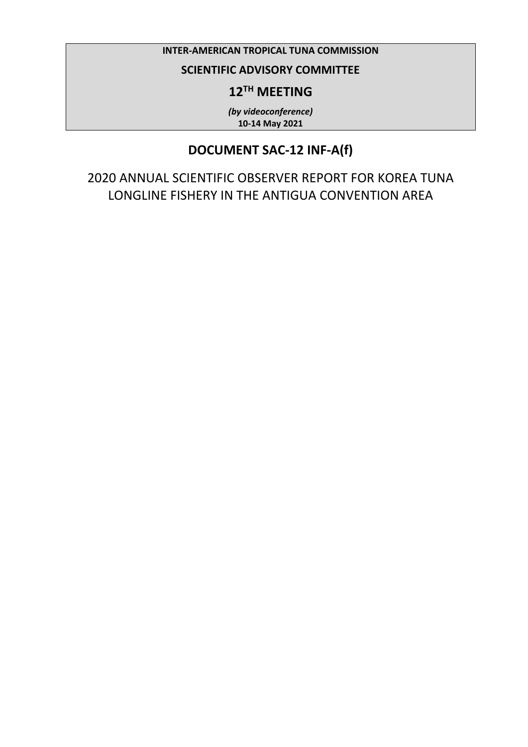**INTER-AMERICAN TROPICAL TUNA COMMISSION**

**SCIENTIFIC ADVISORY COMMITTEE**

**12TH MEETING**

***(by videoconference)***
**10-14 May 2021**

# DOCUMENT SAC-12 INF-A(f)

## 2020 ANNUAL SCIENTIFIC OBSERVER REPORT FOR KOREA TUNA LONGLINE FISHERY IN THE ANTIGUA CONVENTION AREA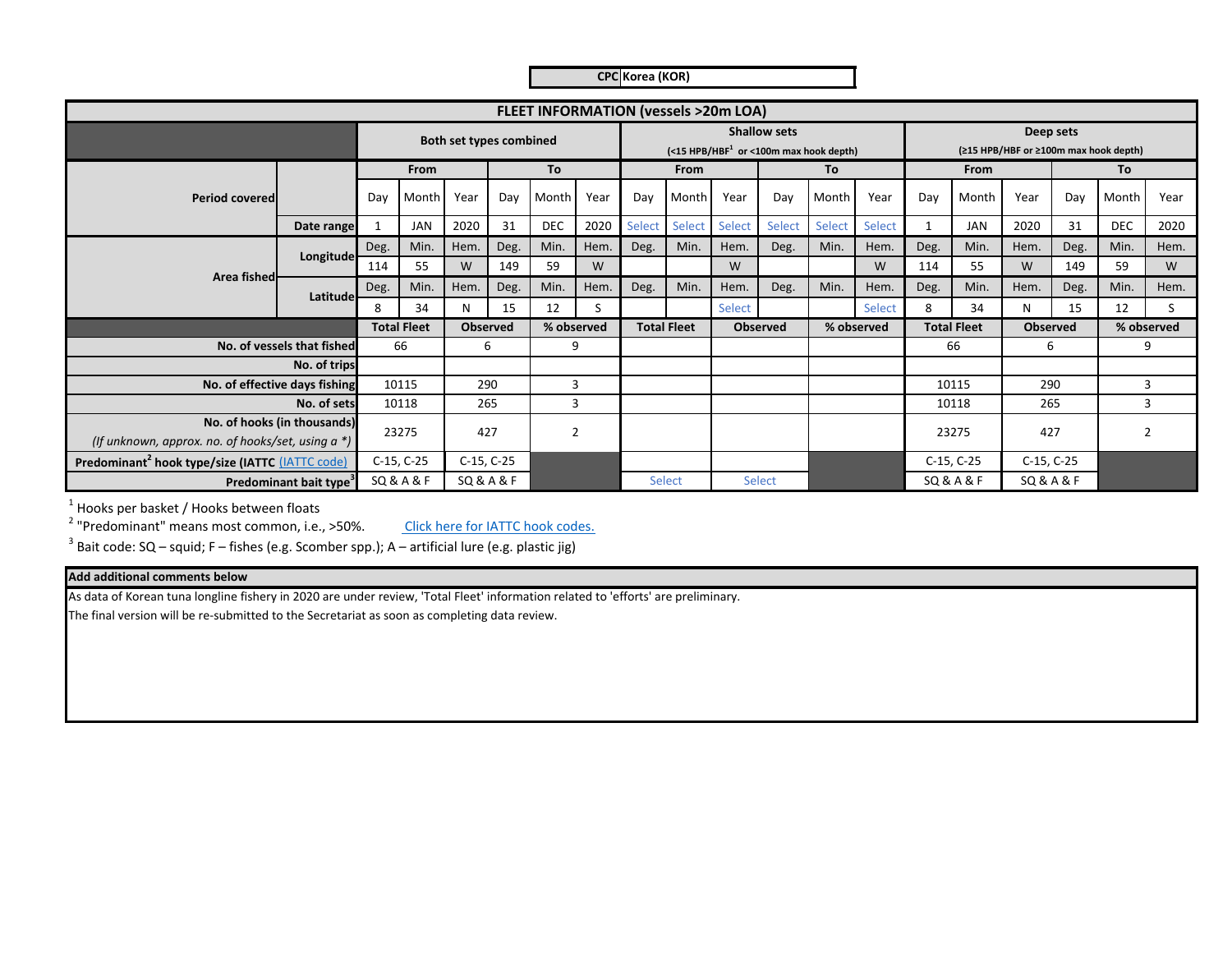| CPC | Korea (KOR) |
|---|---|

| FLEET INFORMATION (vessels >20m LOA) | | | | | | | | | | | | | | | | | | | |
|---|---|---|---|---|---|---|---|---|---|---|---|---|---|---|---|---|---|---|---|
| | | Both set types combined | | | | | | Shallow sets (<15 HPB/HBF[1] or <100m max hook depth) | | | | | | Deep sets (≥15 HPB/HBF or ≥100m max hook depth) | | | | | |
| Period covered | | From | | | To | | | From | | | To | | | From | | | To | | |
| | | Day | Month | Year | Day | Month | Year | Day | Month | Year | Day | Month | Year | Day | Month | Year | Day | Month | Year |
| | Date range | 1 | JAN | 2020 | 31 | DEC | 2020 | Select | Select | Select | Select | Select | Select | 1 | JAN | 2020 | 31 | DEC | 2020 |
| Area fished | Longitude | Deg. | Min. | Hem. | Deg. | Min. | Hem. | Deg. | Min. | Hem. | Deg. | Min. | Hem. | Deg. | Min. | Hem. | Deg. | Min. | Hem. |
| | | 114 | 55 | W | 149 | 59 | W | | | W | | | W | 114 | 55 | W | 149 | 59 | W |
| | Latitude | Deg. | Min. | Hem. | Deg. | Min. | Hem. | Deg. | Min. | Hem. | Deg. | Min. | Hem. | Deg. | Min. | Hem. | Deg. | Min. | Hem. |
| | | 8 | 34 | N | 15 | 12 | S | | | Select | | | Select | 8 | 34 | N | 15 | 12 | S |

| | Total Fleet | Observed | % observed | Total Fleet | Observed | % observed | Total Fleet | Observed | % observed |
|---|---|---|---|---|---|---|---|---|---|
| No. of vessels that fished | 66 | 6 | 9 | | | | 66 | 6 | 9 |
| No. of trips | | | | | | | | | |
| No. of effective days fishing | 10115 | 290 | 3 | | | | 10115 | 290 | 3 |
| No. of sets | 10118 | 265 | 3 | | | | 10118 | 265 | 3 |
| No. of hooks (in thousands) *(If unknown, approx. no. of hooks/set, using a \*)* | 23275 | 427 | 2 | | | | 23275 | 427 | 2 |
| Predominant[2] hook type/size (IATTC (IATTC code) | C-15, C-25 | C-15, C-25 | | | | | C-15, C-25 | C-15, C-25 | |
| Predominant bait type[3] | SQ & A & F | SQ & A & F | | Select | Select | | SQ & A & F | SQ & A & F | |

[1] Hooks per basket / Hooks between floats

[2] "Predominant" means most common, i.e., >50%. Click here for IATTC hook codes.

[3] Bait code: SQ – squid; F – fishes (e.g. Scomber spp.); A – artificial lure (e.g. plastic jig)

**Add additional comments below**

As data of Korean tuna longline fishery in 2020 are under review, 'Total Fleet' information related to 'efforts' are preliminary.

The final version will be re-submitted to the Secretariat as soon as completing data review.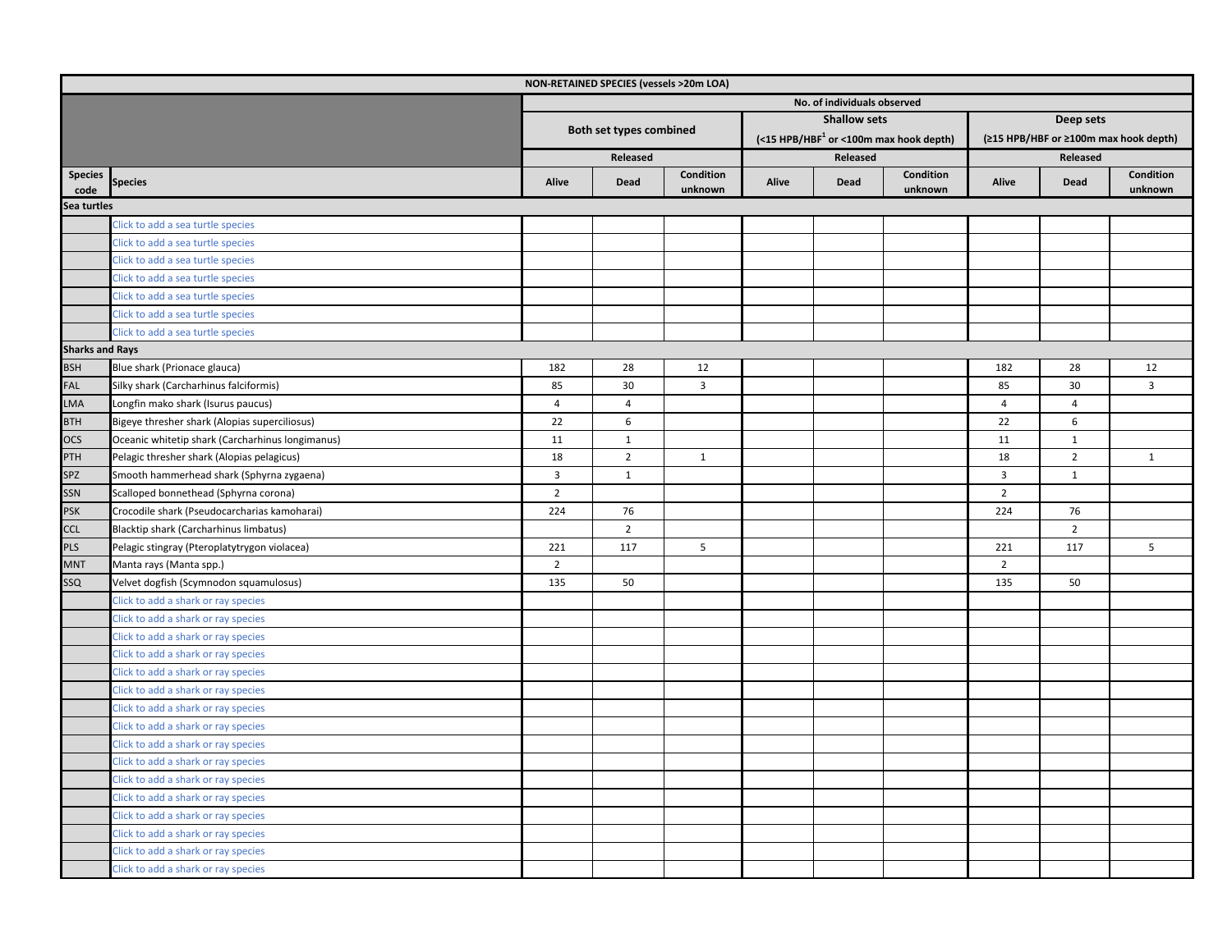| NON-RETAINED SPECIES (vessels >20m LOA) | | | | | | | | | | |
|---|---|---|---|---|---|---|---|---|---|---|
| | | No. of individuals observed | | | | | | | | |
| | | Both set types combined | | | Shallow sets (<15 HPB/HBF[1] or <100m max hook depth) | | | Deep sets (≥15 HPB/HBF or ≥100m max hook depth) | | |
| | | Released | | | Released | | | Released | | |
| Species code | Species | Alive | Dead | Condition unknown | Alive | Dead | Condition unknown | Alive | Dead | Condition unknown |
| **Sea turtles** | | | | | | | | | | |
| | Click to add a sea turtle species | | | | | | | | | |
| | Click to add a sea turtle species | | | | | | | | | |
| | Click to add a sea turtle species | | | | | | | | | |
| | Click to add a sea turtle species | | | | | | | | | |
| | Click to add a sea turtle species | | | | | | | | | |
| | Click to add a sea turtle species | | | | | | | | | |
| | Click to add a sea turtle species | | | | | | | | | |
| **Sharks and Rays** | | | | | | | | | | |
| BSH | Blue shark (Prionace glauca) | 182 | 28 | 12 | | | | 182 | 28 | 12 |
| FAL | Silky shark (Carcharhinus falciformis) | 85 | 30 | 3 | | | | 85 | 30 | 3 |
| LMA | Longfin mako shark (Isurus paucus) | 4 | 4 | | | | | 4 | 4 | |
| BTH | Bigeye thresher shark (Alopias superciliosus) | 22 | 6 | | | | | 22 | 6 | |
| OCS | Oceanic whitetip shark (Carcharhinus longimanus) | 11 | 1 | | | | | 11 | 1 | |
| PTH | Pelagic thresher shark (Alopias pelagicus) | 18 | 2 | 1 | | | | 18 | 2 | 1 |
| SPZ | Smooth hammerhead shark (Sphyrna zygaena) | 3 | 1 | | | | | 3 | 1 | |
| SSN | Scalloped bonnethead (Sphyrna corona) | 2 | | | | | | 2 | | |
| PSK | Crocodile shark (Pseudocarcharias kamoharai) | 224 | 76 | | | | | 224 | 76 | |
| CCL | Blacktip shark (Carcharhinus limbatus) | | 2 | | | | | | 2 | |
| PLS | Pelagic stingray (Pteroplatytrygon violacea) | 221 | 117 | 5 | | | | 221 | 117 | 5 |
| MNT | Manta rays (Manta spp.) | 2 | | | | | | 2 | | |
| SSQ | Velvet dogfish (Scymnodon squamulosus) | 135 | 50 | | | | | 135 | 50 | |
| | Click to add a shark or ray species | | | | | | | | | |
| | Click to add a shark or ray species | | | | | | | | | |
| | Click to add a shark or ray species | | | | | | | | | |
| | Click to add a shark or ray species | | | | | | | | | |
| | Click to add a shark or ray species | | | | | | | | | |
| | Click to add a shark or ray species | | | | | | | | | |
| | Click to add a shark or ray species | | | | | | | | | |
| | Click to add a shark or ray species | | | | | | | | | |
| | Click to add a shark or ray species | | | | | | | | | |
| | Click to add a shark or ray species | | | | | | | | | |
| | Click to add a shark or ray species | | | | | | | | | |
| | Click to add a shark or ray species | | | | | | | | | |
| | Click to add a shark or ray species | | | | | | | | | |
| | Click to add a shark or ray species | | | | | | | | | |
| | Click to add a shark or ray species | | | | | | | | | |
| | Click to add a shark or ray species | | | | | | | | | |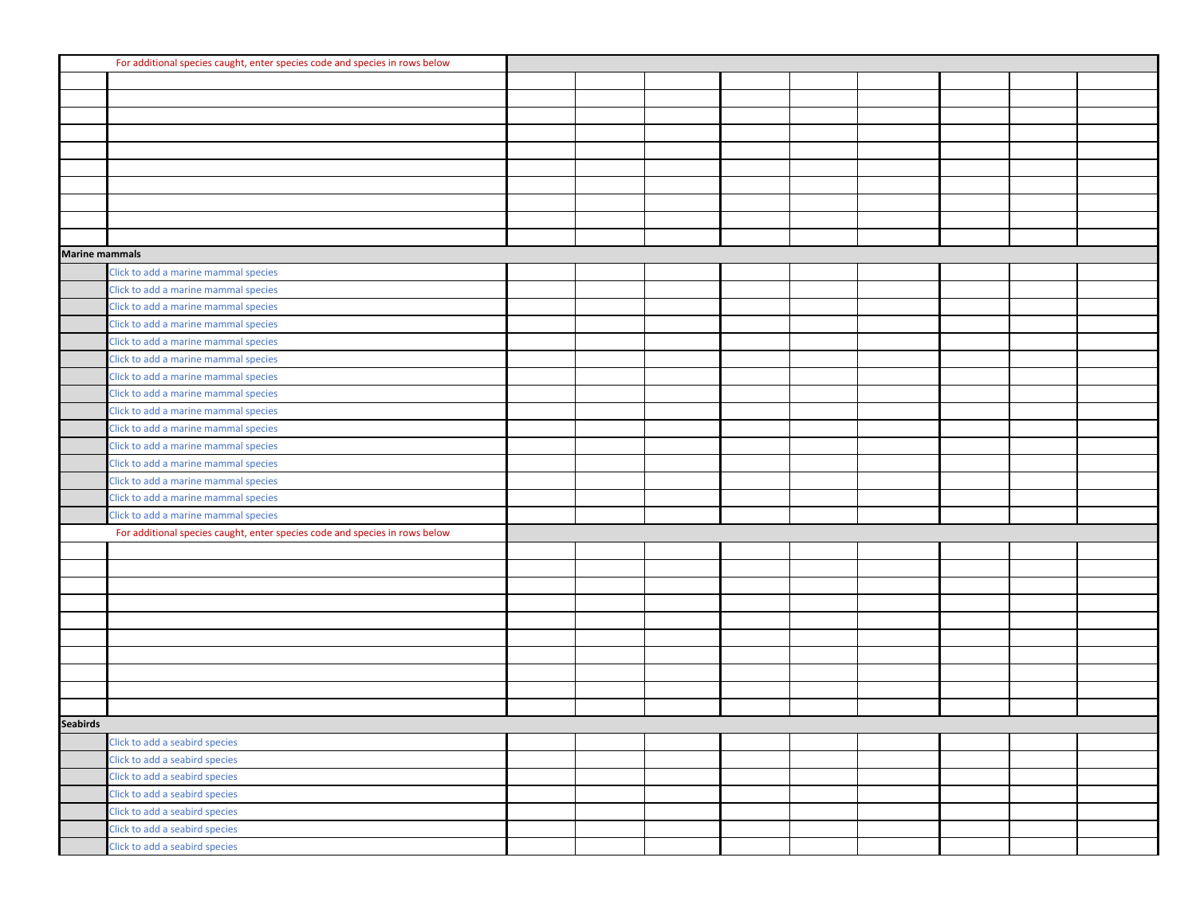| | For additional species caught, enter species code and species in rows below | | | | | | | | | |
|---|---|---|---|---|---|---|---|---|---|---|
| | | | | | | | | | | |
| | | | | | | | | | | |
| | | | | | | | | | | |
| | | | | | | | | | | |
| | | | | | | | | | | |
| | | | | | | | | | | |
| | | | | | | | | | | |
| | | | | | | | | | | |
| | | | | | | | | | | |
| | | | | | | | | | | |
| **Marine mammals** | | | | | | | | | | |
| | Click to add a marine mammal species | | | | | | | | | |
| | Click to add a marine mammal species | | | | | | | | | |
| | Click to add a marine mammal species | | | | | | | | | |
| | Click to add a marine mammal species | | | | | | | | | |
| | Click to add a marine mammal species | | | | | | | | | |
| | Click to add a marine mammal species | | | | | | | | | |
| | Click to add a marine mammal species | | | | | | | | | |
| | Click to add a marine mammal species | | | | | | | | | |
| | Click to add a marine mammal species | | | | | | | | | |
| | Click to add a marine mammal species | | | | | | | | | |
| | Click to add a marine mammal species | | | | | | | | | |
| | Click to add a marine mammal species | | | | | | | | | |
| | Click to add a marine mammal species | | | | | | | | | |
| | Click to add a marine mammal species | | | | | | | | | |
| | Click to add a marine mammal species | | | | | | | | | |
| | For additional species caught, enter species code and species in rows below | | | | | | | | | |
| | | | | | | | | | | |
| | | | | | | | | | | |
| | | | | | | | | | | |
| | | | | | | | | | | |
| | | | | | | | | | | |
| | | | | | | | | | | |
| | | | | | | | | | | |
| | | | | | | | | | | |
| | | | | | | | | | | |
| | | | | | | | | | | |
| **Seabirds** | | | | | | | | | | |
| | Click to add a seabird species | | | | | | | | | |
| | Click to add a seabird species | | | | | | | | | |
| | Click to add a seabird species | | | | | | | | | |
| | Click to add a seabird species | | | | | | | | | |
| | Click to add a seabird species | | | | | | | | | |
| | Click to add a seabird species | | | | | | | | | |
| | Click to add a seabird species | | | | | | | | | |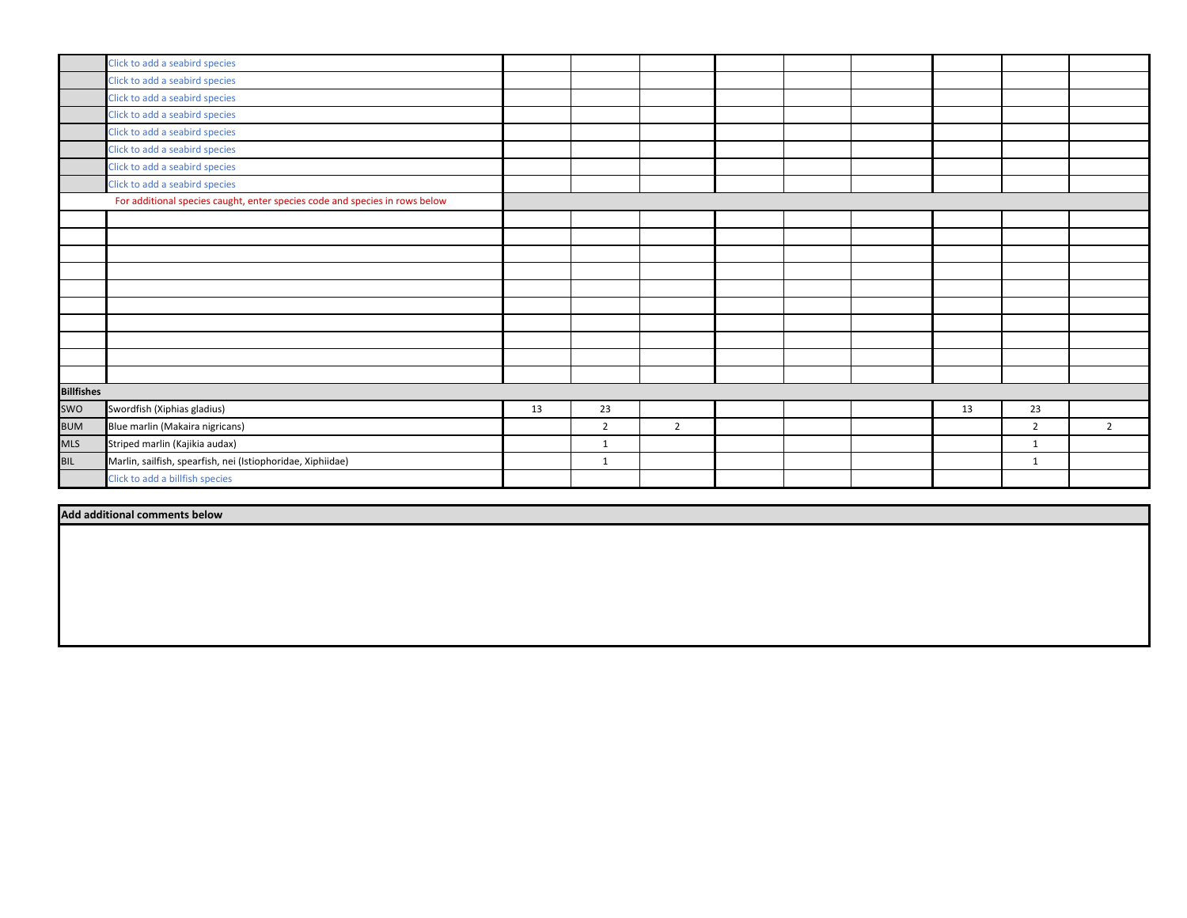| | | | | | | | | | | |
|---|---|---|---|---|---|---|---|---|---|---|
| | Click to add a seabird species | | | | | | | | | |
| | Click to add a seabird species | | | | | | | | | |
| | Click to add a seabird species | | | | | | | | | |
| | Click to add a seabird species | | | | | | | | | |
| | Click to add a seabird species | | | | | | | | | |
| | Click to add a seabird species | | | | | | | | | |
| | Click to add a seabird species | | | | | | | | | |
| | Click to add a seabird species | | | | | | | | | |
| | For additional species caught, enter species code and species in rows below | | | | | | | | | |
| | | | | | | | | | | |
| | | | | | | | | | | |
| | | | | | | | | | | |
| | | | | | | | | | | |
| | | | | | | | | | | |
| | | | | | | | | | | |
| | | | | | | | | | | |
| | | | | | | | | | | |
| | | | | | | | | | | |
| | | | | | | | | | | |
| **Billfishes** | | | | | | | | | | |
| SWO | Swordfish (Xiphias gladius) | 13 | 23 | | | | | 13 | 23 | |
| BUM | Blue marlin (Makaira nigricans) | | 2 | 2 | | | | | 2 | 2 |
| MLS | Striped marlin (Kajikia audax) | | 1 | | | | | | 1 | |
| BIL | Marlin, sailfish, spearfish, nei (Istiophoridae, Xiphiidae) | | 1 | | | | | | 1 | |
| | Click to add a billfish species | | | | | | | | | |

| **Add additional comments below** |
|---|
| |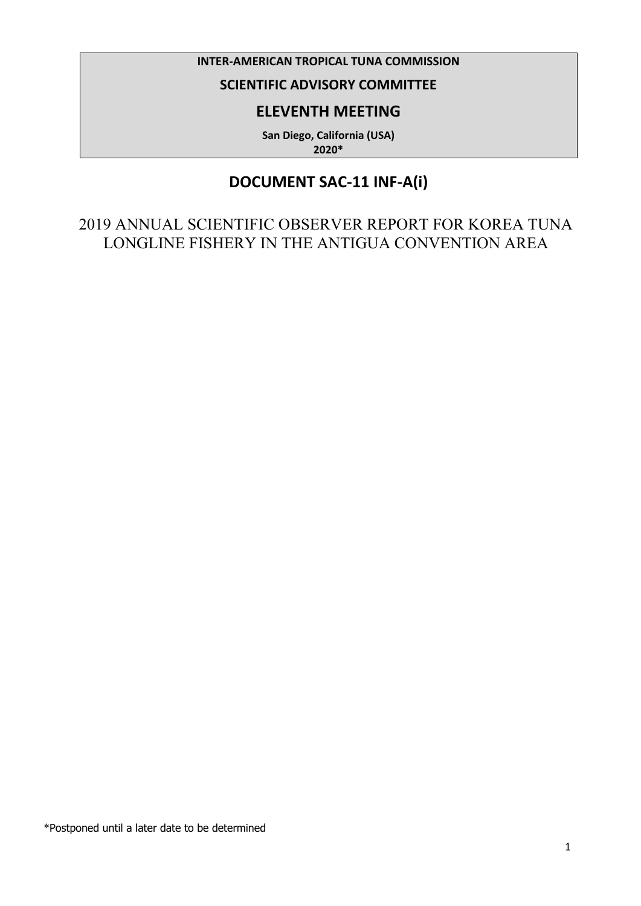**INTER-AMERICAN TROPICAL TUNA COMMISSION**

**SCIENTIFIC ADVISORY COMMITTEE**

## ELEVENTH MEETING

**San Diego, California (USA)**
**2020***

# DOCUMENT SAC-11 INF-A(i)

2019 ANNUAL SCIENTIFIC OBSERVER REPORT FOR KOREA TUNA LONGLINE FISHERY IN THE ANTIGUA CONVENTION AREA

*Postponed until a later date to be determined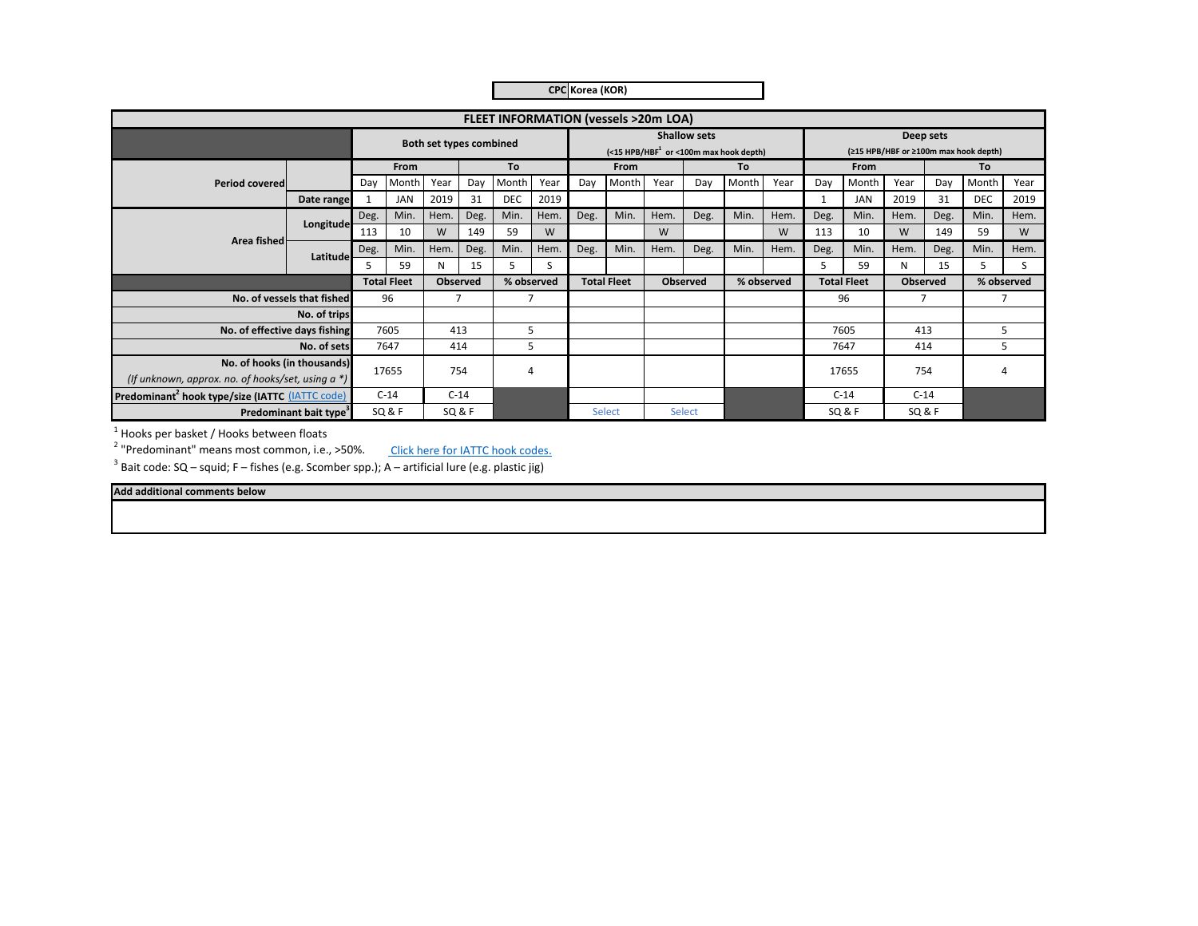**CPC** Korea (KOR)

| FLEET INFORMATION (vessels >20m LOA) | | | | | | | | | | | | | | | | | | | | |
|---|---|---|---|---|---|---|---|---|---|---|---|---|---|---|---|---|---|---|---|---|
| | | Both set types combined | | | | | | Shallow sets (<15 HPB/HBF[1] or <100m max hook depth) | | | | | | Deep sets (≥15 HPB/HBF or ≥100m max hook depth) | | | | | | |
| **Period covered** | | From | | | To | | | From | | | To | | | From | | | To | | | |
| | | Day | Month | Year | Day | Month | Year | Day | Month | Year | Day | Month | Year | Day | Month | Year | Day | Month | Year | |
| | **Date range** | 1 | JAN | 2019 | 31 | DEC | 2019 | | | | | | | 1 | JAN | 2019 | 31 | DEC | 2019 | |
| **Area fished** | **Longitude** | Deg. | Min. | Hem. | Deg. | Min. | Hem. | Deg. | Min. | Hem. | Deg. | Min. | Hem. | Deg. | Min. | Hem. | Deg. | Min. | Hem. | |
| | | 113 | 10 | W | 149 | 59 | W | | | W | | | W | 113 | 10 | W | 149 | 59 | W | |
| | **Latitude** | Deg. | Min. | Hem. | Deg. | Min. | Hem. | Deg. | Min. | Hem. | Deg. | Min. | Hem. | Deg. | Min. | Hem. | Deg. | Min. | Hem. | |
| | | 5 | 59 | N | 15 | 5 | S | | | | | | | 5 | 59 | N | 15 | 5 | S | |
| | | Total Fleet | | Observed | | % observed | | Total Fleet | | Observed | | % observed | | Total Fleet | | Observed | | % observed | | |
| **No. of vessels that fished** | | 96 | | 7 | | 7 | | | | | | | | 96 | | 7 | | 7 | | |
| **No. of trips** | | | | | | | | | | | | | | | | | | | | |
| **No. of effective days fishing** | | 7605 | | 413 | | 5 | | | | | | | | 7605 | | 413 | | 5 | | |
| **No. of sets** | | 7647 | | 414 | | 5 | | | | | | | | 7647 | | 414 | | 5 | | |
| **No. of hooks (in thousands)** *(If unknown, approx. no. of hooks/set, using a \*)* | | 17655 | | 754 | | 4 | | | | | | | | 17655 | | 754 | | 4 | | |
| **Predominant[2] hook type/size (IATTC [IATTC code])** | | C-14 | | C-14 | | | | | | | | | | C-14 | | C-14 | | | | |
| **Predominant bait type[3]** | | SQ & F | | SQ & F | | | | Select | | Select | | | | SQ & F | | SQ & F | | | | |

[1] Hooks per basket / Hooks between floats

[2] "Predominant" means most common, i.e., >50%. Click here for IATTC hook codes.

[3] Bait code: SQ – squid; F – fishes (e.g. Scomber spp.); A – artificial lure (e.g. plastic jig)

| Add additional comments below |
|---|
| |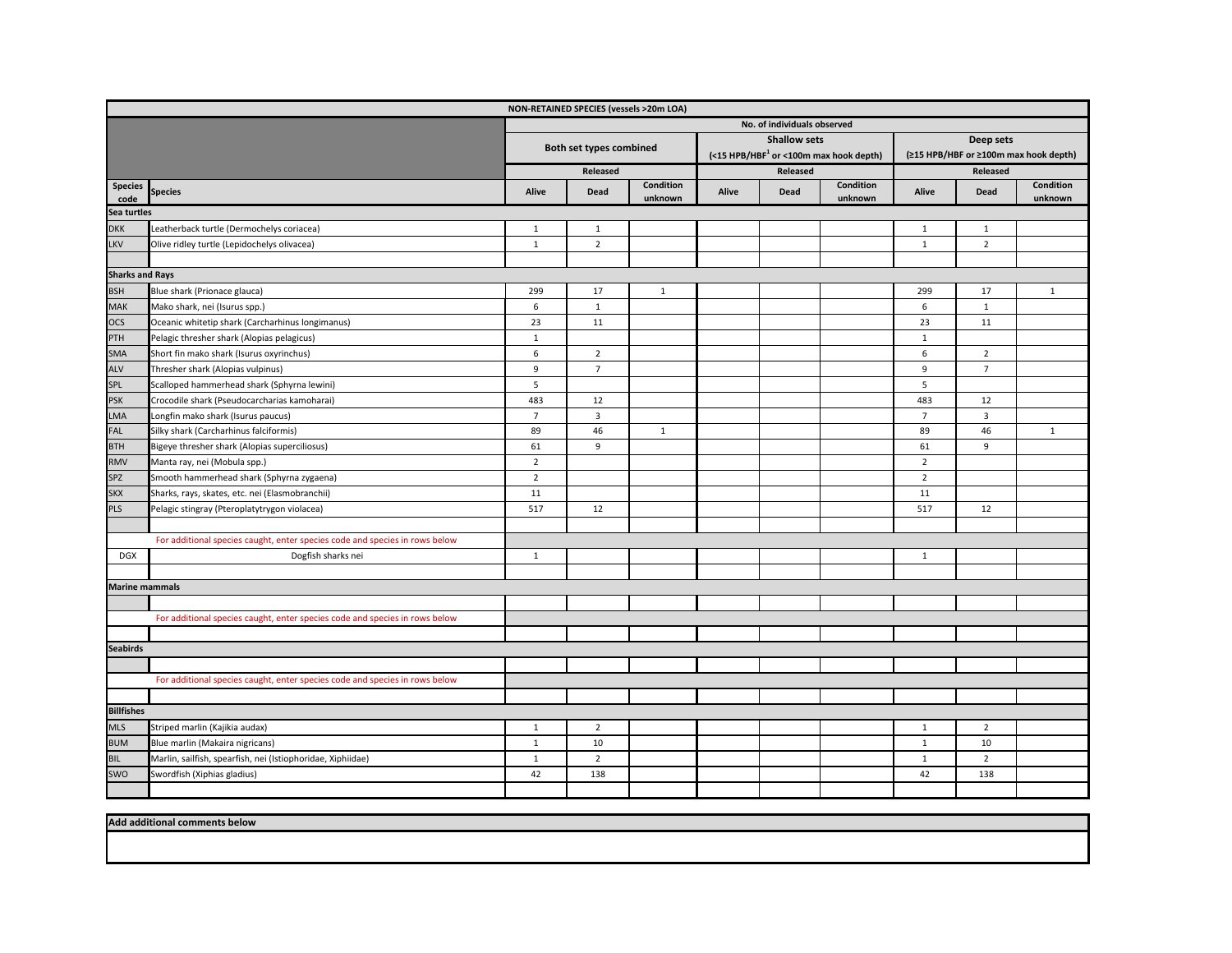| NON-RETAINED SPECIES (vessels >20m LOA) | | | | | | | | | | |
|---|---|---|---|---|---|---|---|---|---|---|
| | | No. of individuals observed | | | | | | | | |
| | | Both set types combined | | | Shallow sets (<15 HPB/HBF[1] or <100m max hook depth) | | | Deep sets (≥15 HPB/HBF or ≥100m max hook depth) | | |
| | | Released | | | Released | | | Released | | |
| Species code | Species | Alive | Dead | Condition unknown | Alive | Dead | Condition unknown | Alive | Dead | Condition unknown |
| **Sea turtles** | | | | | | | | | | |
| DKK | Leatherback turtle (Dermochelys coriacea) | 1 | 1 | | | | | 1 | 1 | |
| LKV | Olive ridley turtle (Lepidochelys olivacea) | 1 | 2 | | | | | 1 | 2 | |
| | | | | | | | | | | |
| **Sharks and Rays** | | | | | | | | | | |
| BSH | Blue shark (Prionace glauca) | 299 | 17 | 1 | | | | 299 | 17 | 1 |
| MAK | Mako shark, nei (Isurus spp.) | 6 | 1 | | | | | 6 | 1 | |
| OCS | Oceanic whitetip shark (Carcharhinus longimanus) | 23 | 11 | | | | | 23 | 11 | |
| PTH | Pelagic thresher shark (Alopias pelagicus) | 1 | | | | | | 1 | | |
| SMA | Short fin mako shark (Isurus oxyrinchus) | 6 | 2 | | | | | 6 | 2 | |
| ALV | Thresher shark (Alopias vulpinus) | 9 | 7 | | | | | 9 | 7 | |
| SPL | Scalloped hammerhead shark (Sphyrna lewini) | 5 | | | | | | 5 | | |
| PSK | Crocodile shark (Pseudocarcharias kamoharai) | 483 | 12 | | | | | 483 | 12 | |
| LMA | Longfin mako shark (Isurus paucus) | 7 | 3 | | | | | 7 | 3 | |
| FAL | Silky shark (Carcharhinus falciformis) | 89 | 46 | 1 | | | | 89 | 46 | 1 |
| BTH | Bigeye thresher shark (Alopias superciliosus) | 61 | 9 | | | | | 61 | 9 | |
| RMV | Manta ray, nei (Mobula spp.) | 2 | | | | | | 2 | | |
| SPZ | Smooth hammerhead shark (Sphyrna zygaena) | 2 | | | | | | 2 | | |
| SKX | Sharks, rays, skates, etc. nei (Elasmobranchii) | 11 | | | | | | 11 | | |
| PLS | Pelagic stingray (Pteroplatytrygon violacea) | 517 | 12 | | | | | 517 | 12 | |
| | | | | | | | | | | |
| | For additional species caught, enter species code and species in rows below | | | | | | | | | |
| DGX | Dogfish sharks nei | 1 | | | | | | 1 | | |
| | | | | | | | | | | |
| **Marine mammals** | | | | | | | | | | |
| | | | | | | | | | | |
| | For additional species caught, enter species code and species in rows below | | | | | | | | | |
| | | | | | | | | | | |
| **Seabirds** | | | | | | | | | | |
| | | | | | | | | | | |
| | For additional species caught, enter species code and species in rows below | | | | | | | | | |
| | | | | | | | | | | |
| **Billfishes** | | | | | | | | | | |
| MLS | Striped marlin (Kajikia audax) | 1 | 2 | | | | | 1 | 2 | |
| BUM | Blue marlin (Makaira nigricans) | 1 | 10 | | | | | 1 | 10 | |
| BIL | Marlin, sailfish, spearfish, nei (Istiophoridae, Xiphiidae) | 1 | 2 | | | | | 1 | 2 | |
| SWO | Swordfish (Xiphias gladius) | 42 | 138 | | | | | 42 | 138 | |
| | | | | | | | | | | |

**Add additional comments below**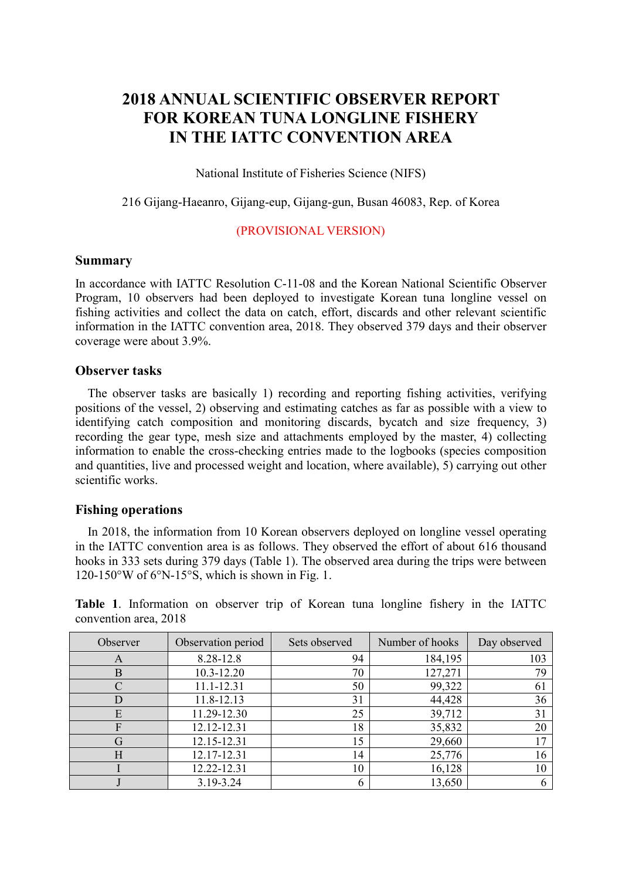# 2018 ANNUAL SCIENTIFIC OBSERVER REPORT FOR KOREAN TUNA LONGLINE FISHERY IN THE IATTC CONVENTION AREA

National Institute of Fisheries Science (NIFS)

216 Gijang-Haeanro, Gijang-eup, Gijang-gun, Busan 46083, Rep. of Korea

(PROVISIONAL VERSION)

## Summary

In accordance with IATTC Resolution C-11-08 and the Korean National Scientific Observer Program, 10 observers had been deployed to investigate Korean tuna longline vessel on fishing activities and collect the data on catch, effort, discards and other relevant scientific information in the IATTC convention area, 2018. They observed 379 days and their observer coverage were about 3.9%.

## Observer tasks

The observer tasks are basically 1) recording and reporting fishing activities, verifying positions of the vessel, 2) observing and estimating catches as far as possible with a view to identifying catch composition and monitoring discards, bycatch and size frequency, 3) recording the gear type, mesh size and attachments employed by the master, 4) collecting information to enable the cross-checking entries made to the logbooks (species composition and quantities, live and processed weight and location, where available), 5) carrying out other scientific works.

## Fishing operations

In 2018, the information from 10 Korean observers deployed on longline vessel operating in the IATTC convention area is as follows. They observed the effort of about 616 thousand hooks in 333 sets during 379 days (Table 1). The observed area during the trips were between 120-150°W of 6°N-15°S, which is shown in Fig. 1.

**Table 1**. Information on observer trip of Korean tuna longline fishery in the IATTC convention area, 2018

| Observer | Observation period | Sets observed | Number of hooks | Day observed |
|---|---|---|---|---|
| A | 8.28-12.8 | 94 | 184,195 | 103 |
| B | 10.3-12.20 | 70 | 127,271 | 79 |
| C | 11.1-12.31 | 50 | 99,322 | 61 |
| D | 11.8-12.13 | 31 | 44,428 | 36 |
| E | 11.29-12.30 | 25 | 39,712 | 31 |
| F | 12.12-12.31 | 18 | 35,832 | 20 |
| G | 12.15-12.31 | 15 | 29,660 | 17 |
| H | 12.17-12.31 | 14 | 25,776 | 16 |
| I | 12.22-12.31 | 10 | 16,128 | 10 |
| J | 3.19-3.24 | 6 | 13,650 | 6 |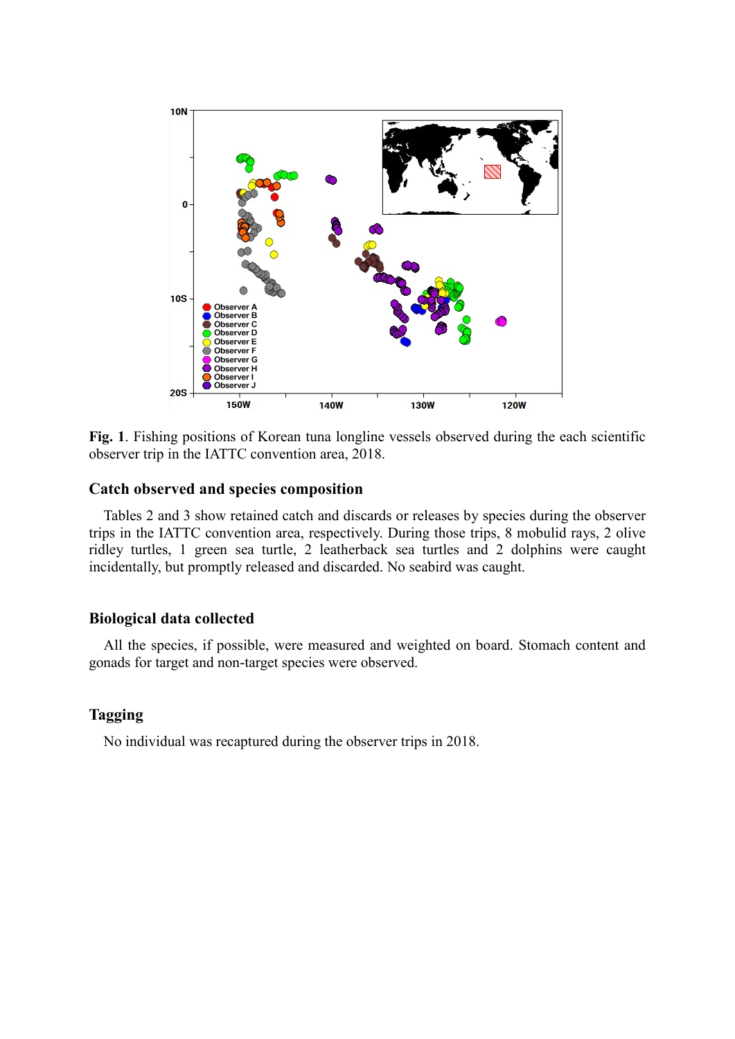**Fig. 1**. Fishing positions of Korean tuna longline vessels observed during the each scientific observer trip in the IATTC convention area, 2018.

### Catch observed and species composition

Tables 2 and 3 show retained catch and discards or releases by species during the observer trips in the IATTC convention area, respectively. During those trips, 8 mobulid rays, 2 olive ridley turtles, 1 green sea turtle, 2 leatherback sea turtles and 2 dolphins were caught incidentally, but promptly released and discarded. No seabird was caught.

### Biological data collected

All the species, if possible, were measured and weighted on board. Stomach content and gonads for target and non-target species were observed.

### Tagging

No individual was recaptured during the observer trips in 2018.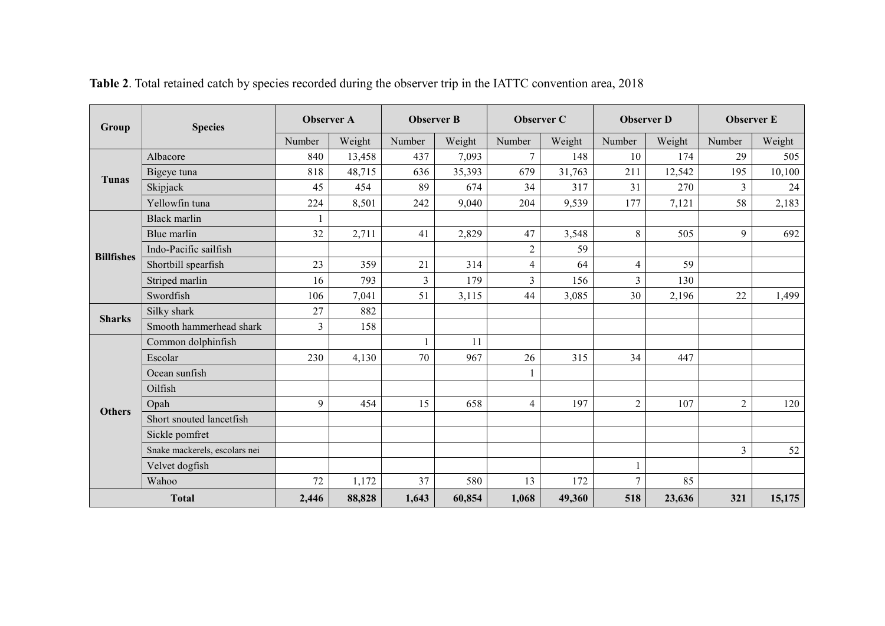**Table 2**. Total retained catch by species recorded during the observer trip in the IATTC convention area, 2018

| Group | Species | Observer A | | Observer B | | Observer C | | Observer D | | Observer E | |
|---|---|---|---|---|---|---|---|---|---|---|---|
| | | Number | Weight | Number | Weight | Number | Weight | Number | Weight | Number | Weight |
| Tunas | Albacore | 840 | 13,458 | 437 | 7,093 | 7 | 148 | 10 | 174 | 29 | 505 |
| | Bigeye tuna | 818 | 48,715 | 636 | 35,393 | 679 | 31,763 | 211 | 12,542 | 195 | 10,100 |
| | Skipjack | 45 | 454 | 89 | 674 | 34 | 317 | 31 | 270 | 3 | 24 |
| | Yellowfin tuna | 224 | 8,501 | 242 | 9,040 | 204 | 9,539 | 177 | 7,121 | 58 | 2,183 |
| Billfishes | Black marlin | 1 | | | | | | | | | |
| | Blue marlin | 32 | 2,711 | 41 | 2,829 | 47 | 3,548 | 8 | 505 | 9 | 692 |
| | Indo-Pacific sailfish | | | | | 2 | 59 | | | | |
| | Shortbill spearfish | 23 | 359 | 21 | 314 | 4 | 64 | 4 | 59 | | |
| | Striped marlin | 16 | 793 | 3 | 179 | 3 | 156 | 3 | 130 | | |
| | Swordfish | 106 | 7,041 | 51 | 3,115 | 44 | 3,085 | 30 | 2,196 | 22 | 1,499 |
| Sharks | Silky shark | 27 | 882 | | | | | | | | |
| | Smooth hammerhead shark | 3 | 158 | | | | | | | | |
| Others | Common dolphinfish | | | 1 | 11 | | | | | | |
| | Escolar | 230 | 4,130 | 70 | 967 | 26 | 315 | 34 | 447 | | |
| | Ocean sunfish | | | | | 1 | | | | | |
| | Oilfish | | | | | | | | | | |
| | Opah | 9 | 454 | 15 | 658 | 4 | 197 | 2 | 107 | 2 | 120 |
| | Short snouted lancetfish | | | | | | | | | | |
| | Sickle pomfret | | | | | | | | | | |
| | Snake mackerels, escolars nei | | | | | | | | | 3 | 52 |
| | Velvet dogfish | | | | | | | 1 | | | |
| | Wahoo | 72 | 1,172 | 37 | 580 | 13 | 172 | 7 | 85 | | |
| **Total** | | **2,446** | **88,828** | **1,643** | **60,854** | **1,068** | **49,360** | **518** | **23,636** | **321** | **15,175** |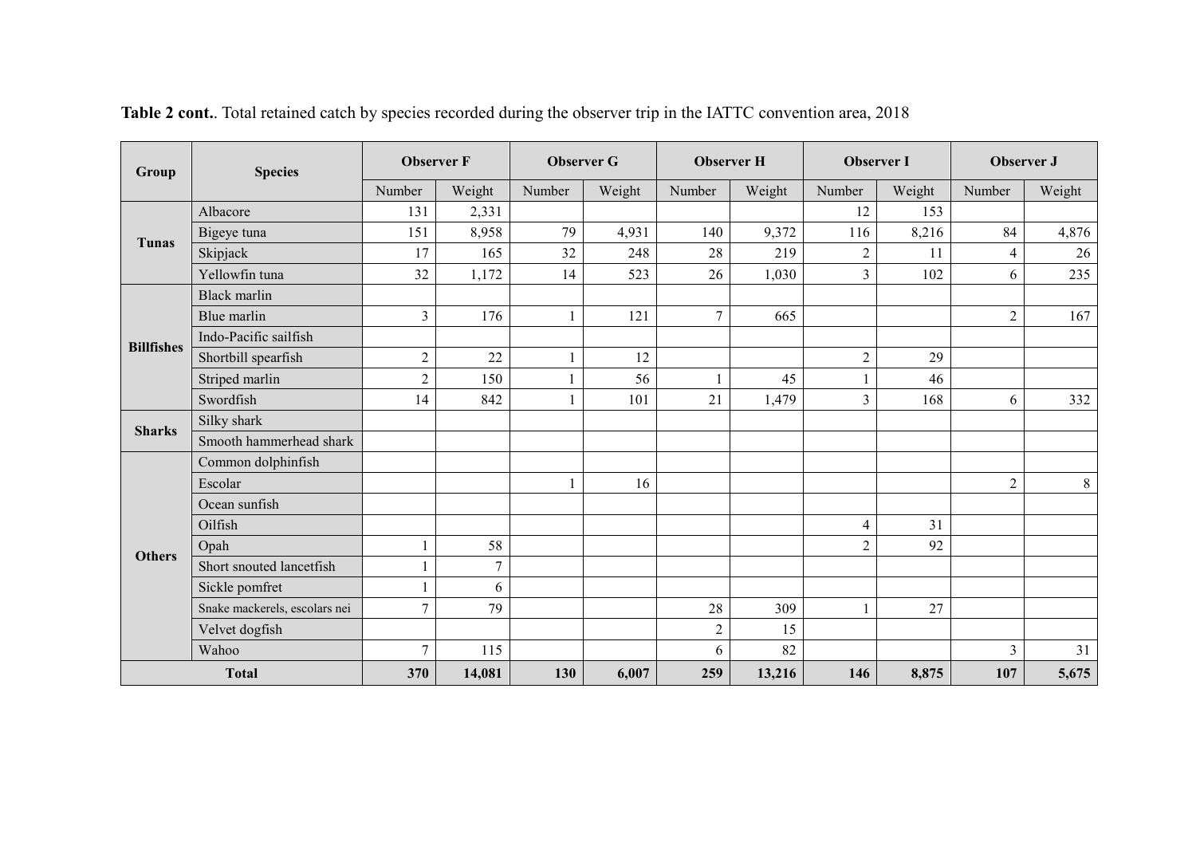**Table 2 cont.**. Total retained catch by species recorded during the observer trip in the IATTC convention area, 2018

| Group | Species | Observer F | | Observer G | | Observer H | | Observer I | | Observer J | |
|---|---|---|---|---|---|---|---|---|---|---|---|
| | | Number | Weight | Number | Weight | Number | Weight | Number | Weight | Number | Weight |
| **Tunas** | Albacore | 131 | 2,331 | | | | | 12 | 153 | | |
| | Bigeye tuna | 151 | 8,958 | 79 | 4,931 | 140 | 9,372 | 116 | 8,216 | 84 | 4,876 |
| | Skipjack | 17 | 165 | 32 | 248 | 28 | 219 | 2 | 11 | 4 | 26 |
| | Yellowfin tuna | 32 | 1,172 | 14 | 523 | 26 | 1,030 | 3 | 102 | 6 | 235 |
| **Billfishes** | Black marlin | | | | | | | | | | |
| | Blue marlin | 3 | 176 | 1 | 121 | 7 | 665 | | | 2 | 167 |
| | Indo-Pacific sailfish | | | | | | | | | | |
| | Shortbill spearfish | 2 | 22 | 1 | 12 | | | 2 | 29 | | |
| | Striped marlin | 2 | 150 | 1 | 56 | 1 | 45 | 1 | 46 | | |
| | Swordfish | 14 | 842 | 1 | 101 | 21 | 1,479 | 3 | 168 | 6 | 332 |
| **Sharks** | Silky shark | | | | | | | | | | |
| | Smooth hammerhead shark | | | | | | | | | | |
| **Others** | Common dolphinfish | | | | | | | | | | |
| | Escolar | | | 1 | 16 | | | | | 2 | 8 |
| | Ocean sunfish | | | | | | | | | | |
| | Oilfish | | | | | | | 4 | 31 | | |
| | Opah | 1 | 58 | | | | | 2 | 92 | | |
| | Short snouted lancetfish | 1 | 7 | | | | | | | | |
| | Sickle pomfret | 1 | 6 | | | | | | | | |
| | Snake mackerels, escolars nei | 7 | 79 | | | 28 | 309 | 1 | 27 | | |
| | Velvet dogfish | | | | | 2 | 15 | | | | |
| | Wahoo | 7 | 115 | | | 6 | 82 | | | 3 | 31 |
| **Total** | | **370** | **14,081** | **130** | **6,007** | **259** | **13,216** | **146** | **8,875** | **107** | **5,675** |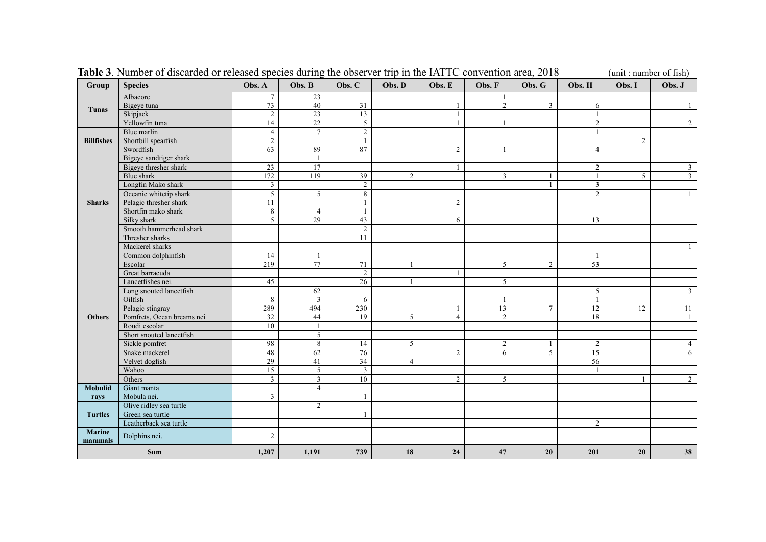**Table 3**. Number of discarded or released species during the observer trip in the IATTC convention area, 2018 (unit : number of fish)

| Group | Species | Obs. A | Obs. B | Obs. C | Obs. D | Obs. E | Obs. F | Obs. G | Obs. H | Obs. I | Obs. J |
|---|---|---|---|---|---|---|---|---|---|---|---|
| Tunas | Albacore | 7 | 23 | | | | 1 | | | | |
| | Bigeye tuna | 73 | 40 | 31 | | 1 | 2 | 3 | 6 | | 1 |
| | Skipjack | 2 | 23 | 13 | | 1 | | | 1 | | |
| | Yellowfin tuna | 14 | 22 | 5 | | 1 | 1 | | 2 | | 2 |
| Billfishes | Blue marlin | 4 | 7 | 2 | | | | | 1 | | |
| | Shortbill spearfish | 2 | | 1 | | | | | | 2 | |
| | Swordfish | 63 | 89 | 87 | | 2 | 1 | | 4 | | |
| Sharks | Bigeye sandtiger shark | | 1 | | | | | | | | |
| | Bigeye thresher shark | 23 | 17 | | | 1 | | | 2 | | 3 |
| | Blue shark | 172 | 119 | 39 | 2 | | 3 | 1 | 1 | 5 | 3 |
| | Longfin Mako shark | 3 | | 2 | | | | 1 | 3 | | |
| | Oceanic whitetip shark | 5 | 5 | 8 | | | | | 2 | | 1 |
| | Pelagic thresher shark | 11 | | 1 | | 2 | | | | | |
| | Shortfin mako shark | 8 | 4 | 1 | | | | | | | |
| | Silky shark | 5 | 29 | 43 | | 6 | | | 13 | | |
| | Smooth hammerhead shark | | | 2 | | | | | | | |
| | Thresher sharks | | | 11 | | | | | | | |
| | Mackerel sharks | | | | | | | | | | 1 |
| Others | Common dolphinfish | 14 | 1 | | | | | | 1 | | |
| | Escolar | 219 | 77 | 71 | 1 | | 5 | 2 | 53 | | |
| | Great barracuda | | | 2 | | 1 | | | | | |
| | Lancetfishes nei. | 45 | | 26 | 1 | | 5 | | | | |
| | Long snouted lancetfish | | 62 | | | | | | 5 | | 3 |
| | Oilfish | 8 | 3 | 6 | | | 1 | | 1 | | |
| | Pelagic stingray | 289 | 494 | 230 | | 1 | 13 | 7 | 12 | 12 | 11 |
| | Pomfrets, Ocean breams nei | 32 | 44 | 19 | 5 | 4 | 2 | | 18 | | 1 |
| | Roudi escolar | 10 | 1 | | | | | | | | |
| | Short snouted lancetfish | | 5 | | | | | | | | |
| | Sickle pomfret | 98 | 8 | 14 | 5 | | 2 | 1 | 2 | | 4 |
| | Snake mackerel | 48 | 62 | 76 | | 2 | 6 | 5 | 15 | | 6 |
| | Velvet dogfish | 29 | 41 | 34 | 4 | | | | 56 | | |
| | Wahoo | 15 | 5 | 3 | | | | | 1 | | |
| | Others | 3 | 3 | 10 | | 2 | 5 | | | 1 | 2 |
| Mobulid rays | Giant manta | | 4 | | | | | | | | |
| | Mobula nei. | 3 | | 1 | | | | | | | |
| Turtles | Olive ridley sea turtle | | 2 | | | | | | | | |
| | Green sea turtle | | | 1 | | | | | | | |
| | Leatherback sea turtle | | | | | | | | 2 | | |
| Marine mammals | Dolphins nei. | 2 | | | | | | | | | |
| Sum | | 1,207 | 1,191 | 739 | 18 | 24 | 47 | 20 | 201 | 20 | 38 |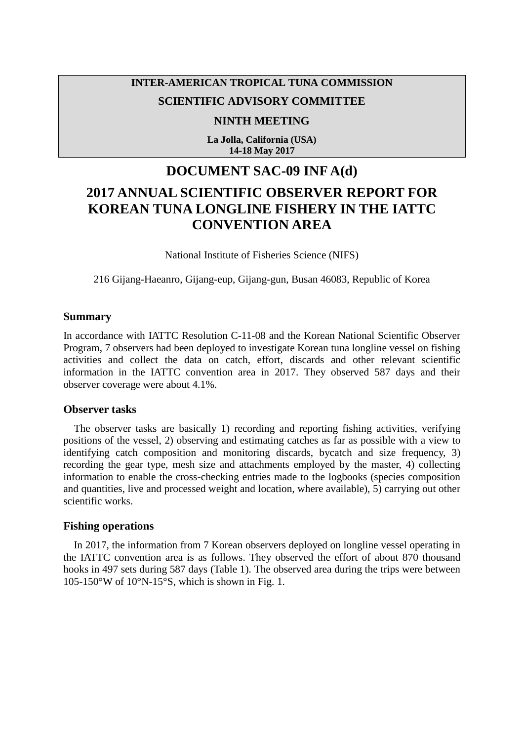**INTER-AMERICAN TROPICAL TUNA COMMISSION**

**SCIENTIFIC ADVISORY COMMITTEE**

**NINTH MEETING**

**La Jolla, California (USA)**
**14-18 May 2017**

# DOCUMENT SAC-09 INF A(d)

# 2017 ANNUAL SCIENTIFIC OBSERVER REPORT FOR KOREAN TUNA LONGLINE FISHERY IN THE IATTC CONVENTION AREA

National Institute of Fisheries Science (NIFS)

216 Gijang-Haeanro, Gijang-eup, Gijang-gun, Busan 46083, Republic of Korea

## Summary

In accordance with IATTC Resolution C-11-08 and the Korean National Scientific Observer Program, 7 observers had been deployed to investigate Korean tuna longline vessel on fishing activities and collect the data on catch, effort, discards and other relevant scientific information in the IATTC convention area in 2017. They observed 587 days and their observer coverage were about 4.1%.

## Observer tasks

The observer tasks are basically 1) recording and reporting fishing activities, verifying positions of the vessel, 2) observing and estimating catches as far as possible with a view to identifying catch composition and monitoring discards, bycatch and size frequency, 3) recording the gear type, mesh size and attachments employed by the master, 4) collecting information to enable the cross-checking entries made to the logbooks (species composition and quantities, live and processed weight and location, where available), 5) carrying out other scientific works.

## Fishing operations

In 2017, the information from 7 Korean observers deployed on longline vessel operating in the IATTC convention area is as follows. They observed the effort of about 870 thousand hooks in 497 sets during 587 days (Table 1). The observed area during the trips were between 105-150°W of 10°N-15°S, which is shown in Fig. 1.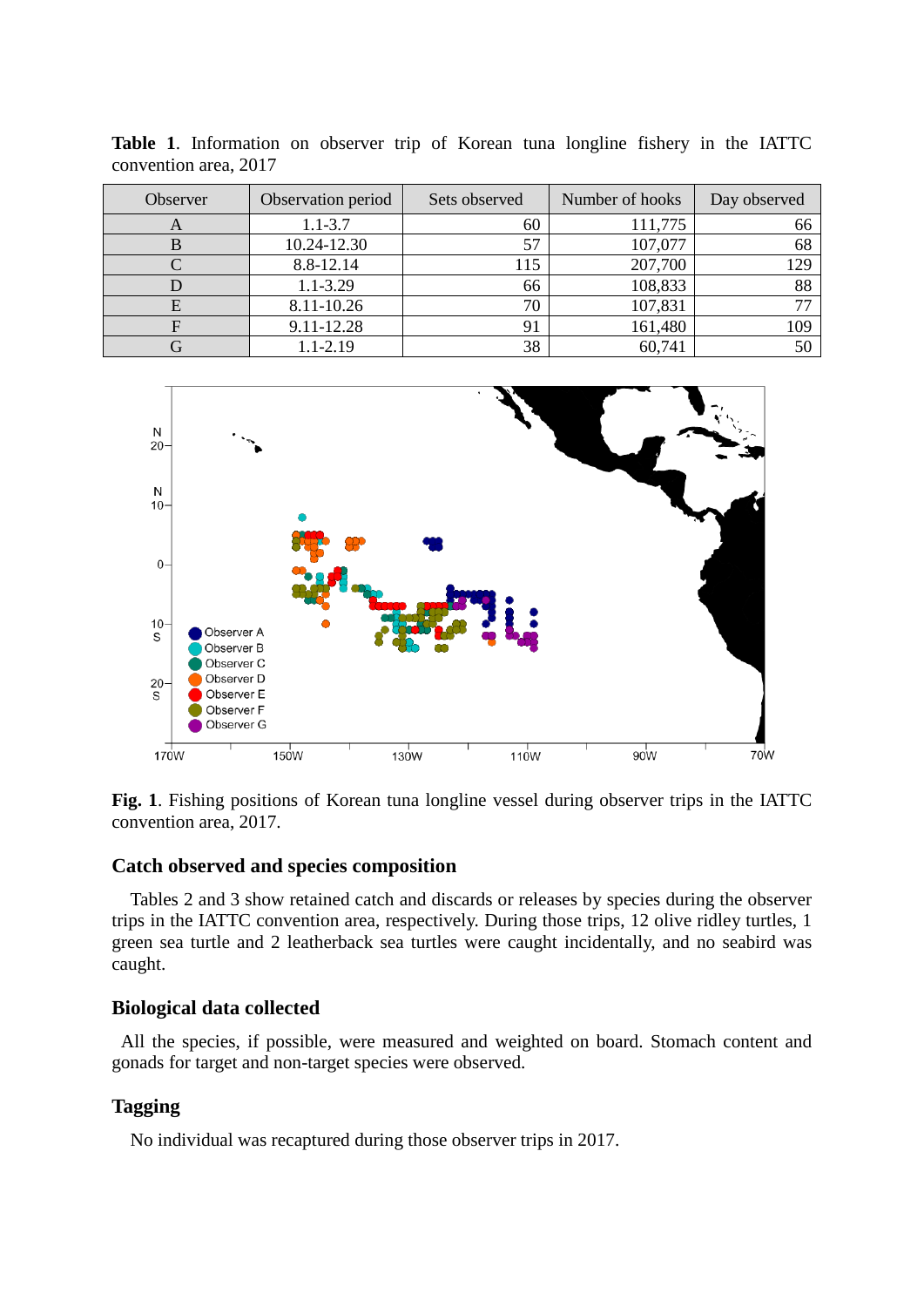**Table 1**. Information on observer trip of Korean tuna longline fishery in the IATTC convention area, 2017

| Observer | Observation period | Sets observed | Number of hooks | Day observed |
|---|---|---|---|---|
| A | 1.1-3.7 | 60 | 111,775 | 66 |
| B | 10.24-12.30 | 57 | 107,077 | 68 |
| C | 8.8-12.14 | 115 | 207,700 | 129 |
| D | 1.1-3.29 | 66 | 108,833 | 88 |
| E | 8.11-10.26 | 70 | 107,831 | 77 |
| F | 9.11-12.28 | 91 | 161,480 | 109 |
| G | 1.1-2.19 | 38 | 60,741 | 50 |

**Fig. 1**. Fishing positions of Korean tuna longline vessel during observer trips in the IATTC convention area, 2017.

## Catch observed and species composition

Tables 2 and 3 show retained catch and discards or releases by species during the observer trips in the IATTC convention area, respectively. During those trips, 12 olive ridley turtles, 1 green sea turtle and 2 leatherback sea turtles were caught incidentally, and no seabird was caught.

## Biological data collected

All the species, if possible, were measured and weighted on board. Stomach content and gonads for target and non-target species were observed.

## Tagging

No individual was recaptured during those observer trips in 2017.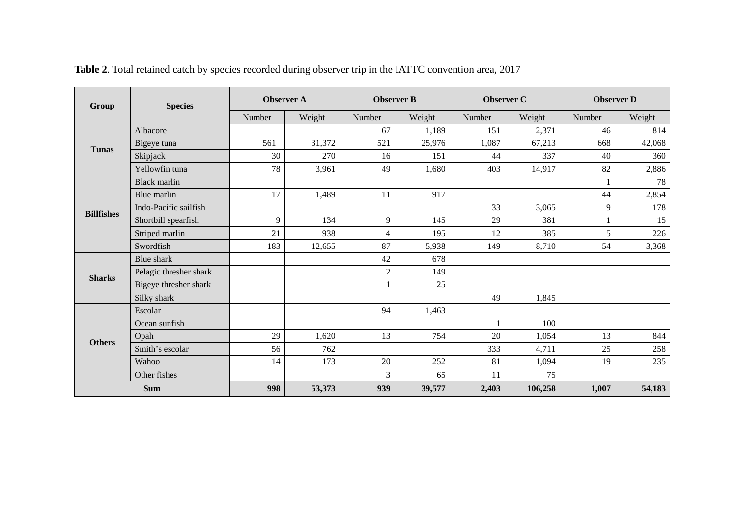**Table 2**. Total retained catch by species recorded during observer trip in the IATTC convention area, 2017

| Group | Species | Observer A | | Observer B | | Observer C | | Observer D | |
|---|---|---|---|---|---|---|---|---|---|
| | | Number | Weight | Number | Weight | Number | Weight | Number | Weight |
| **Tunas** | Albacore | | | 67 | 1,189 | 151 | 2,371 | 46 | 814 |
| | Bigeye tuna | 561 | 31,372 | 521 | 25,976 | 1,087 | 67,213 | 668 | 42,068 |
| | Skipjack | 30 | 270 | 16 | 151 | 44 | 337 | 40 | 360 |
| | Yellowfin tuna | 78 | 3,961 | 49 | 1,680 | 403 | 14,917 | 82 | 2,886 |
| **Billfishes** | Black marlin | | | | | | | 1 | 78 |
| | Blue marlin | 17 | 1,489 | 11 | 917 | | | 44 | 2,854 |
| | Indo-Pacific sailfish | | | | | 33 | 3,065 | 9 | 178 |
| | Shortbill spearfish | 9 | 134 | 9 | 145 | 29 | 381 | 1 | 15 |
| | Striped marlin | 21 | 938 | 4 | 195 | 12 | 385 | 5 | 226 |
| | Swordfish | 183 | 12,655 | 87 | 5,938 | 149 | 8,710 | 54 | 3,368 |
| **Sharks** | Blue shark | | | 42 | 678 | | | | |
| | Pelagic thresher shark | | | 2 | 149 | | | | |
| | Bigeye thresher shark | | | 1 | 25 | | | | |
| | Silky shark | | | | | 49 | 1,845 | | |
| **Others** | Escolar | | | 94 | 1,463 | | | | |
| | Ocean sunfish | | | | | 1 | 100 | | |
| | Opah | 29 | 1,620 | 13 | 754 | 20 | 1,054 | 13 | 844 |
| | Smith's escolar | 56 | 762 | | | 333 | 4,711 | 25 | 258 |
| | Wahoo | 14 | 173 | 20 | 252 | 81 | 1,094 | 19 | 235 |
| | Other fishes | | | 3 | 65 | 11 | 75 | | |
| **Sum** | | **998** | **53,373** | **939** | **39,577** | **2,403** | **106,258** | **1,007** | **54,183** |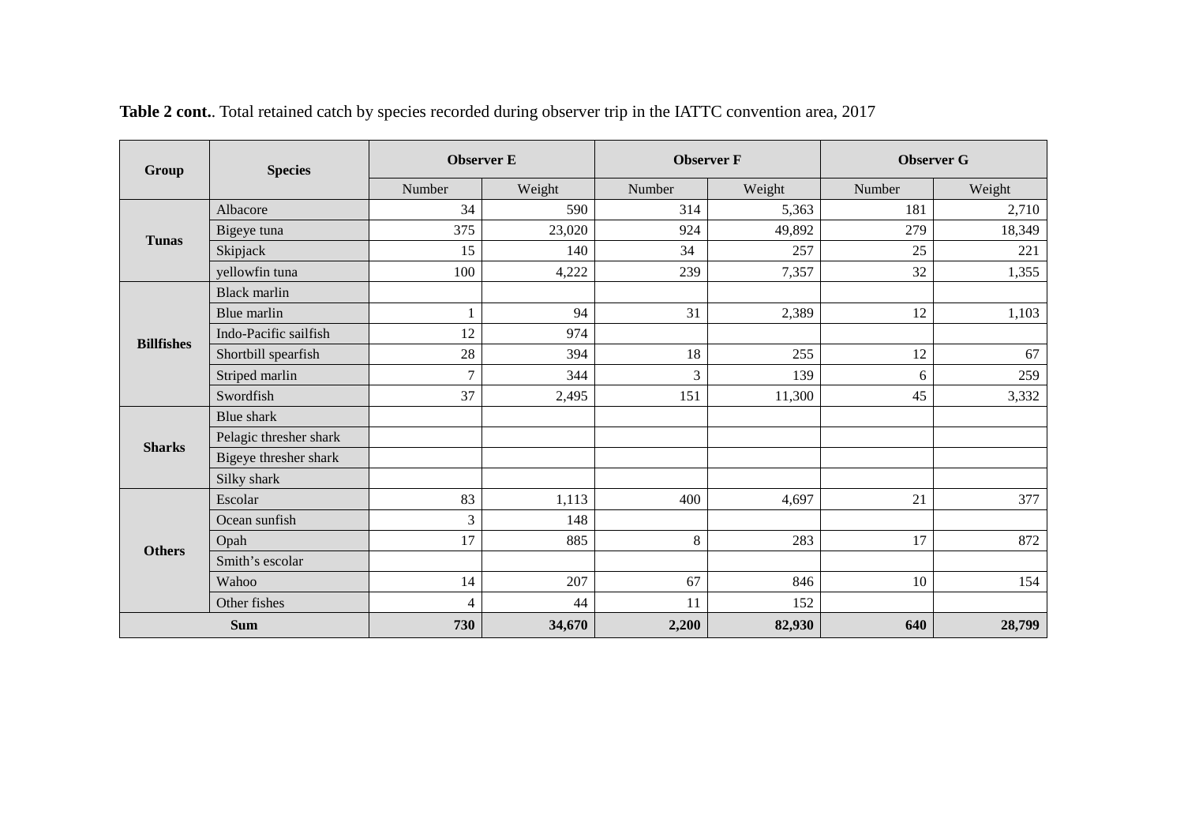**Table 2 cont.**. Total retained catch by species recorded during observer trip in the IATTC convention area, 2017

| Group | Species | Observer E | | Observer F | | Observer G | |
|---|---|---|---|---|---|---|---|
| | | Number | Weight | Number | Weight | Number | Weight |
| **Tunas** | Albacore | 34 | 590 | 314 | 5,363 | 181 | 2,710 |
| | Bigeye tuna | 375 | 23,020 | 924 | 49,892 | 279 | 18,349 |
| | Skipjack | 15 | 140 | 34 | 257 | 25 | 221 |
| | yellowfin tuna | 100 | 4,222 | 239 | 7,357 | 32 | 1,355 |
| **Billfishes** | Black marlin | | | | | | |
| | Blue marlin | 1 | 94 | 31 | 2,389 | 12 | 1,103 |
| | Indo-Pacific sailfish | 12 | 974 | | | | |
| | Shortbill spearfish | 28 | 394 | 18 | 255 | 12 | 67 |
| | Striped marlin | 7 | 344 | 3 | 139 | 6 | 259 |
| | Swordfish | 37 | 2,495 | 151 | 11,300 | 45 | 3,332 |
| **Sharks** | Blue shark | | | | | | |
| | Pelagic thresher shark | | | | | | |
| | Bigeye thresher shark | | | | | | |
| | Silky shark | | | | | | |
| **Others** | Escolar | 83 | 1,113 | 400 | 4,697 | 21 | 377 |
| | Ocean sunfish | 3 | 148 | | | | |
| | Opah | 17 | 885 | 8 | 283 | 17 | 872 |
| | Smith's escolar | | | | | | |
| | Wahoo | 14 | 207 | 67 | 846 | 10 | 154 |
| | Other fishes | 4 | 44 | 11 | 152 | | |
| **Sum** | | **730** | **34,670** | **2,200** | **82,930** | **640** | **28,799** |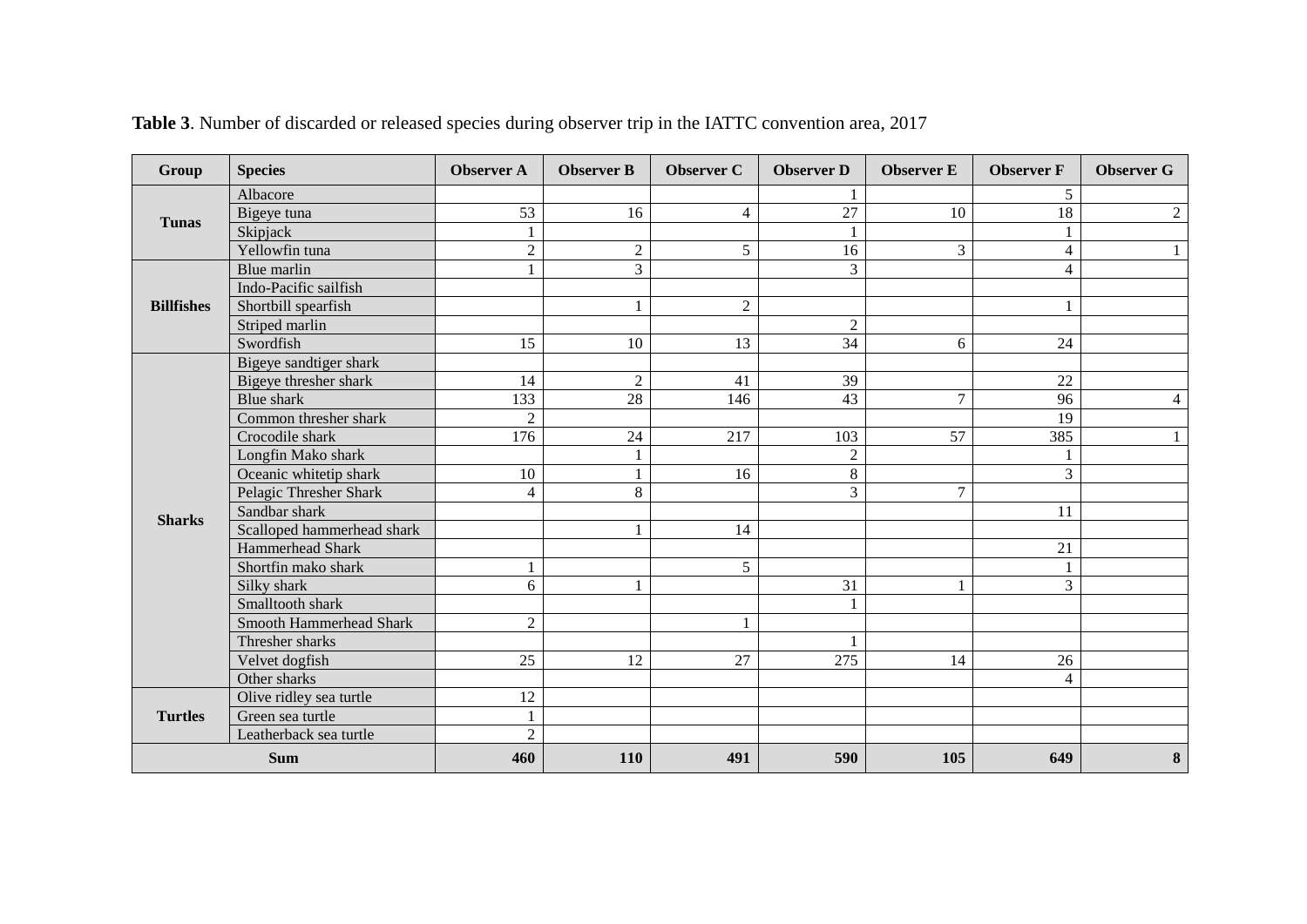**Table 3**. Number of discarded or released species during observer trip in the IATTC convention area, 2017

| Group | Species | Observer A | Observer B | Observer C | Observer D | Observer E | Observer F | Observer G |
|---|---|---|---|---|---|---|---|---|
| Tunas | Albacore | | | | 1 | | 5 | |
| | Bigeye tuna | 53 | 16 | 4 | 27 | 10 | 18 | 2 |
| | Skipjack | 1 | | | 1 | | 1 | |
| | Yellowfin tuna | 2 | 2 | 5 | 16 | 3 | 4 | 1 |
| Billfishes | Blue marlin | 1 | 3 | | 3 | | 4 | |
| | Indo-Pacific sailfish | | | | | | | |
| | Shortbill spearfish | | 1 | 2 | | | 1 | |
| | Striped marlin | | | | 2 | | | |
| | Swordfish | 15 | 10 | 13 | 34 | 6 | 24 | |
| Sharks | Bigeye sandtiger shark | | | | | | | |
| | Bigeye thresher shark | 14 | 2 | 41 | 39 | | 22 | |
| | Blue shark | 133 | 28 | 146 | 43 | 7 | 96 | 4 |
| | Common thresher shark | 2 | | | | | 19 | |
| | Crocodile shark | 176 | 24 | 217 | 103 | 57 | 385 | 1 |
| | Longfin Mako shark | | 1 | | 2 | | 1 | |
| | Oceanic whitetip shark | 10 | 1 | 16 | 8 | | 3 | |
| | Pelagic Thresher Shark | 4 | 8 | | 3 | 7 | | |
| | Sandbar shark | | | | | | 11 | |
| | Scalloped hammerhead shark | | 1 | 14 | | | | |
| | Hammerhead Shark | | | | | | 21 | |
| | Shortfin mako shark | 1 | | 5 | | | 1 | |
| | Silky shark | 6 | 1 | | 31 | 1 | 3 | |
| | Smalltooth shark | | | | 1 | | | |
| | Smooth Hammerhead Shark | 2 | | 1 | | | | |
| | Thresher sharks | | | | 1 | | | |
| | Velvet dogfish | 25 | 12 | 27 | 275 | 14 | 26 | |
| | Other sharks | | | | | | 4 | |
| Turtles | Olive ridley sea turtle | 12 | | | | | | |
| | Green sea turtle | 1 | | | | | | |
| | Leatherback sea turtle | 2 | | | | | | |
| **Sum** | | **460** | **110** | **491** | **590** | **105** | **649** | **8** |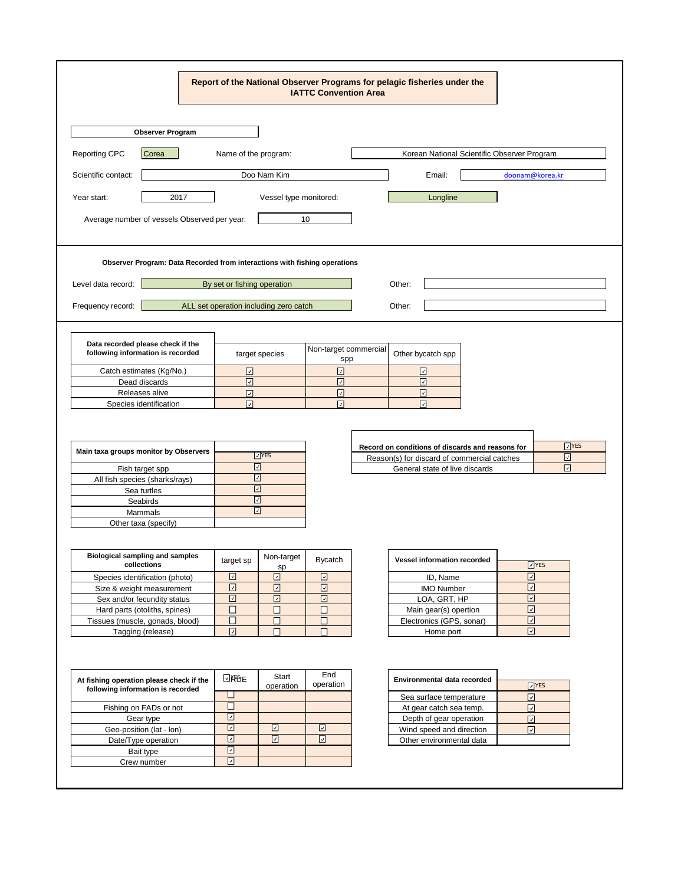# Report of the National Observer Programs for pelagic fisheries under the IATTC Convention Area

## Observer Program

| | | | |
|---|---|---|---|
| Reporting CPC | Corea | Name of the program: | Korean National Scientific Observer Program |
| Scientific contact: | Doo Nam Kim | Email: | doonam@korea.kr |
| Year start: | 2017 | Vessel type monitored: | Longline |
| Average number of vessels Observed per year: | 10 | | |

## Observer Program: Data Recorded from interactions with fishing operations

| | | | |
|---|---|---|---|
| Level data record: | By set or fishing operation | Other: | |
| Frequency record: | ALL set operation including zero catch | Other: | |

| Data recorded please check if the following information is recorded | target species | Non-target commercial spp | Other bycatch spp |
|---|---|---|---|
| Catch estimates (Kg/No.) | ☑ | ☑ | ☑ |
| Dead discards | ☑ | ☑ | ☑ |
| Releases alive | ☑ | ☑ | ☑ |
| Species identification | ☑ | ☑ | ☑ |

| Main taxa groups monitor by Observers | ☑ YES |
|---|---|
| Fish target spp | ☑ |
| All fish species (sharks/rays) | ☑ |
| Sea turtles | ☑ |
| Seabirds | ☑ |
| Mammals | ☑ |
| Other taxa (specify) | |

| Record on conditions of discards and reasons for | ☑ YES |
|---|---|
| Reason(s) for discard of commercial catches | ☑ |
| General state of live discards | ☑ |

| Biological sampling and samples collections | target sp | Non-target sp | Bycatch |
|---|---|---|---|
| Species identification (photo) | ☑ | ☑ | ☑ |
| Size & weight measurement | ☑ | ☑ | ☑ |
| Sex and/or fecundity status | ☑ | ☑ | ☑ |
| Hard parts (otoliths, spines) | ☐ | ☐ | ☐ |
| Tissues (muscle, gonads, blood) | ☐ | ☐ | ☐ |
| Tagging (release) | ☑ | ☐ | ☐ |

| Vessel information recorded | ☑ YES |
|---|---|
| ID, Name | ☑ |
| IMO Number | ☑ |
| LOA, GRT, HP | ☑ |
| Main gear(s) opertion | ☑ |
| Electronics (GPS, sonar) | ☑ |
| Home port | ☑ |

| At fishing operation please check if the following information is recorded | ☑ TRUE | Start operation | End operation |
|---|---|---|---|
| | ☐ | | |
| Fishing on FADs or not | ☐ | | |
| Gear type | ☑ | | |
| Geo-position (lat - lon) | ☑ | ☑ | ☑ |
| Date/Type operation | ☑ | ☑ | ☑ |
| Bait type | ☑ | | |
| Crew number | ☑ | | |

| Environmental data recorded | ☑ YES |
|---|---|
| Sea surface temperature | ☑ |
| At gear catch sea temp. | ☑ |
| Depth of gear operation | ☑ |
| Wind speed and direction | ☑ |
| Other environmental data | |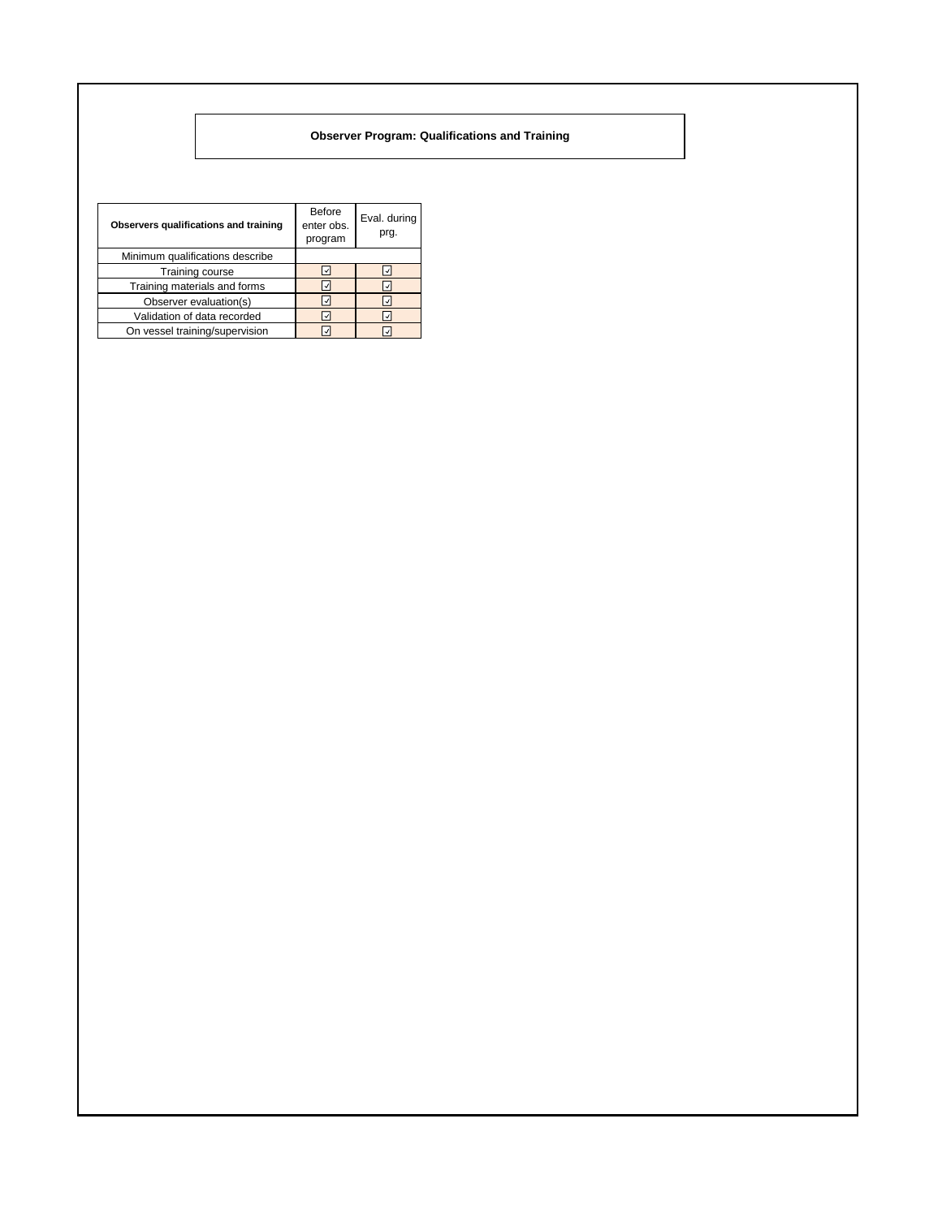**Observer Program: Qualifications and Training**

| Observers qualifications and training | Before enter obs. program | Eval. during prg. |
|---|---|---|
| Minimum qualifications describe | | |
| Training course | ☑ | ☑ |
| Training materials and forms | ☑ | ☑ |
| Observer evaluation(s) | ☑ | ☑ |
| Validation of data recorded | ☑ | ☑ |
| On vessel training/supervision | ☑ | ☑ |